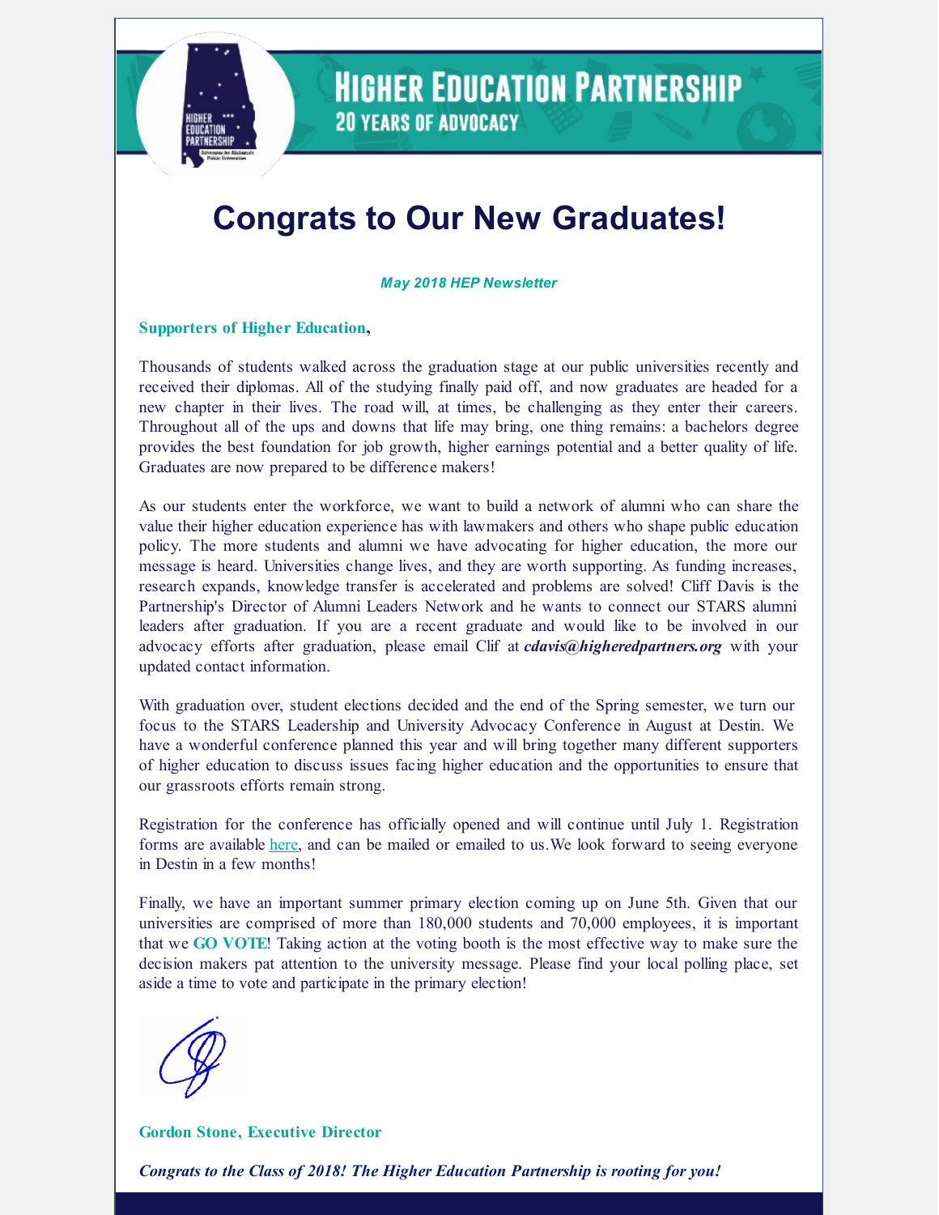# Congrats to Our New Graduates!

***May 2018 HEP Newsletter***

**Supporters of Higher Education,**

Thousands of students walked across the graduation stage at our public universities recently and received their diplomas. All of the studying finally paid off, and now graduates are headed for a new chapter in their lives. The road will, at times, be challenging as they enter their careers. Throughout all of the ups and downs that life may bring, one thing remains: a bachelors degree provides the best foundation for job growth, higher earnings potential and a better quality of life. Graduates are now prepared to be difference makers!

As our students enter the workforce, we want to build a network of alumni who can share the value their higher education experience has with lawmakers and others who shape public education policy. The more students and alumni we have advocating for higher education, the more our message is heard. Universities change lives, and they are worth supporting. As funding increases, research expands, knowledge transfer is accelerated and problems are solved! Cliff Davis is the Partnership's Director of Alumni Leaders Network and he wants to connect our STARS alumni leaders after graduation. If you are a recent graduate and would like to be involved in our advocacy efforts after graduation, please email Clif at ***cdavis@higheredpartners.org*** with your updated contact information.

With graduation over, student elections decided and the end of the Spring semester, we turn our focus to the STARS Leadership and University Advocacy Conference in August at Destin. We have a wonderful conference planned this year and will bring together many different supporters of higher education to discuss issues facing higher education and the opportunities to ensure that our grassroots efforts remain strong.

Registration for the conference has officially opened and will continue until July 1. Registration forms are available here, and can be mailed or emailed to us.We look forward to seeing everyone in Destin in a few months!

Finally, we have an important summer primary election coming up on June 5th. Given that our universities are comprised of more than 180,000 students and 70,000 employees, it is important that we **GO VOTE**! Taking action at the voting booth is the most effective way to make sure the decision makers pat attention to the university message. Please find your local polling place, set aside a time to vote and participate in the primary election!

**Gordon Stone, Executive Director**

***Congrats to the Class of 2018! The Higher Education Partnership is rooting for you!***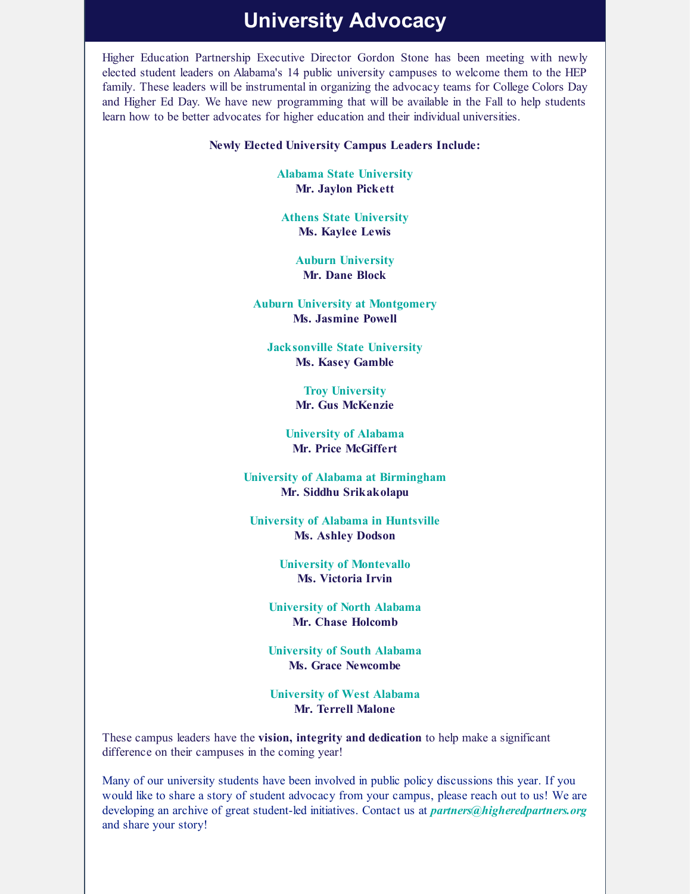# University Advocacy

Higher Education Partnership Executive Director Gordon Stone has been meeting with newly elected student leaders on Alabama's 14 public university campuses to welcome them to the HEP family. These leaders will be instrumental in organizing the advocacy teams for College Colors Day and Higher Ed Day. We have new programming that will be available in the Fall to help students learn how to be better advocates for higher education and their individual universities.

**Newly Elected University Campus Leaders Include:**

**Alabama State University**
**Mr. Jaylon Pickett**

**Athens State University**
**Ms. Kaylee Lewis**

**Auburn University**
**Mr. Dane Block**

**Auburn University at Montgomery**
**Ms. Jasmine Powell**

**Jacksonville State University**
**Ms. Kasey Gamble**

**Troy University**
**Mr. Gus McKenzie**

**University of Alabama**
**Mr. Price McGiffert**

**University of Alabama at Birmingham**
**Mr. Siddhu Srikakolapu**

**University of Alabama in Huntsville**
**Ms. Ashley Dodson**

**University of Montevallo**
**Ms. Victoria Irvin**

**University of North Alabama**
**Mr. Chase Holcomb**

**University of South Alabama**
**Ms. Grace Newcombe**

**University of West Alabama**
**Mr. Terrell Malone**

These campus leaders have the **vision, integrity and dedication** to help make a significant difference on their campuses in the coming year!

Many of our university students have been involved in public policy discussions this year. If you would like to share a story of student advocacy from your campus, please reach out to us! We are developing an archive of great student-led initiatives. Contact us at ***partners@higheredpartners.org*** and share your story!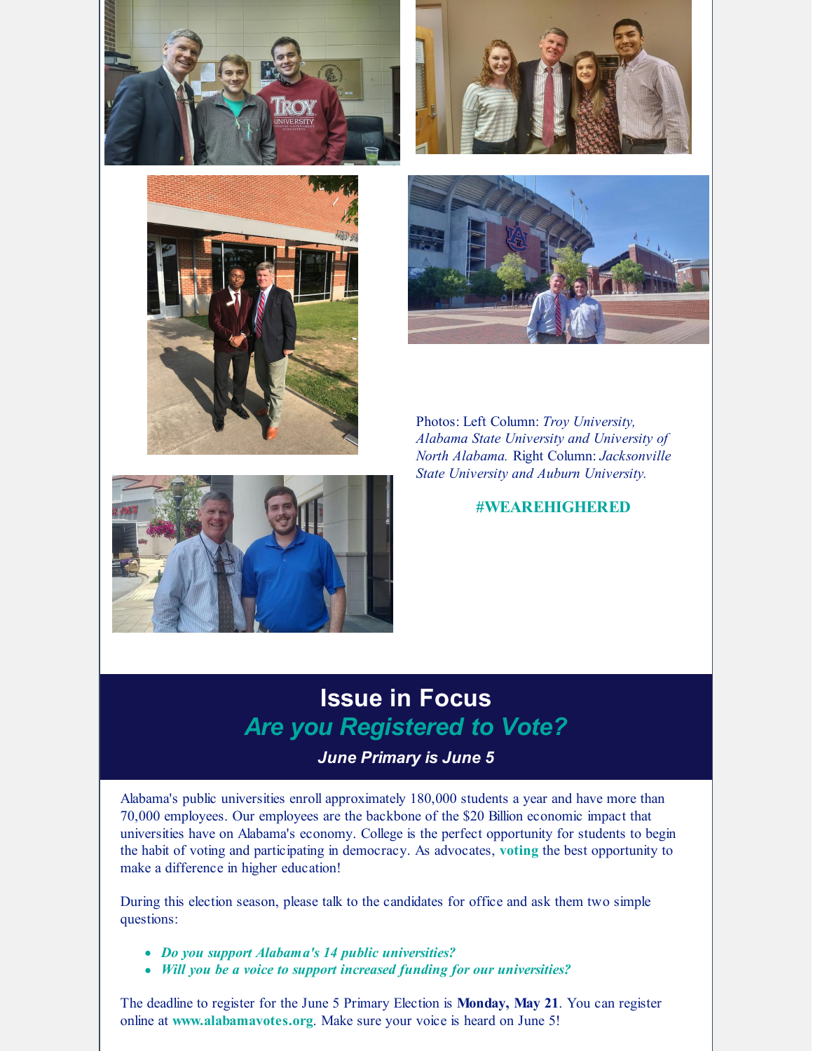Photos: Left Column: *Troy University, Alabama State University and University of North Alabama.* Right Column: *Jacksonville State University and Auburn University.*

**#WEAREHIGHERED**

## Issue in Focus

### *Are you Registered to Vote?*

***June Primary is June 5***

Alabama's public universities enroll approximately 180,000 students a year and have more than 70,000 employees. Our employees are the backbone of the $20 Billion economic impact that universities have on Alabama's economy. College is the perfect opportunity for students to begin the habit of voting and participating in democracy. As advocates, **voting** the best opportunity to make a difference in higher education!

During this election season, please talk to the candidates for office and ask them two simple questions:

- ***Do you support Alabama's 14 public universities?***
- ***Will you be a voice to support increased funding for our universities?***

The deadline to register for the June 5 Primary Election is **Monday, May 21**. You can register online at **www.alabamavotes.org**. Make sure your voice is heard on June 5!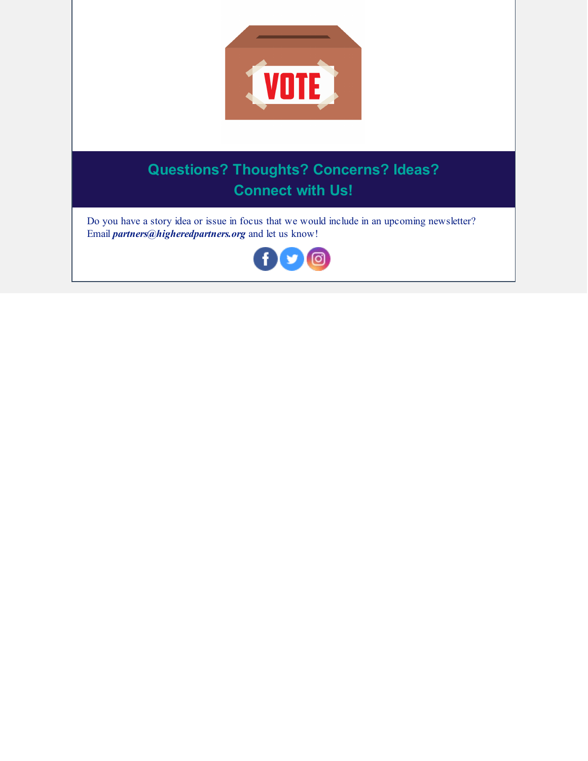## Questions? Thoughts? Concerns? Ideas?
## Connect with Us!

Do you have a story idea or issue in focus that we would include in an upcoming newsletter? Email ***partners@higheredpartners.org*** and let us know!